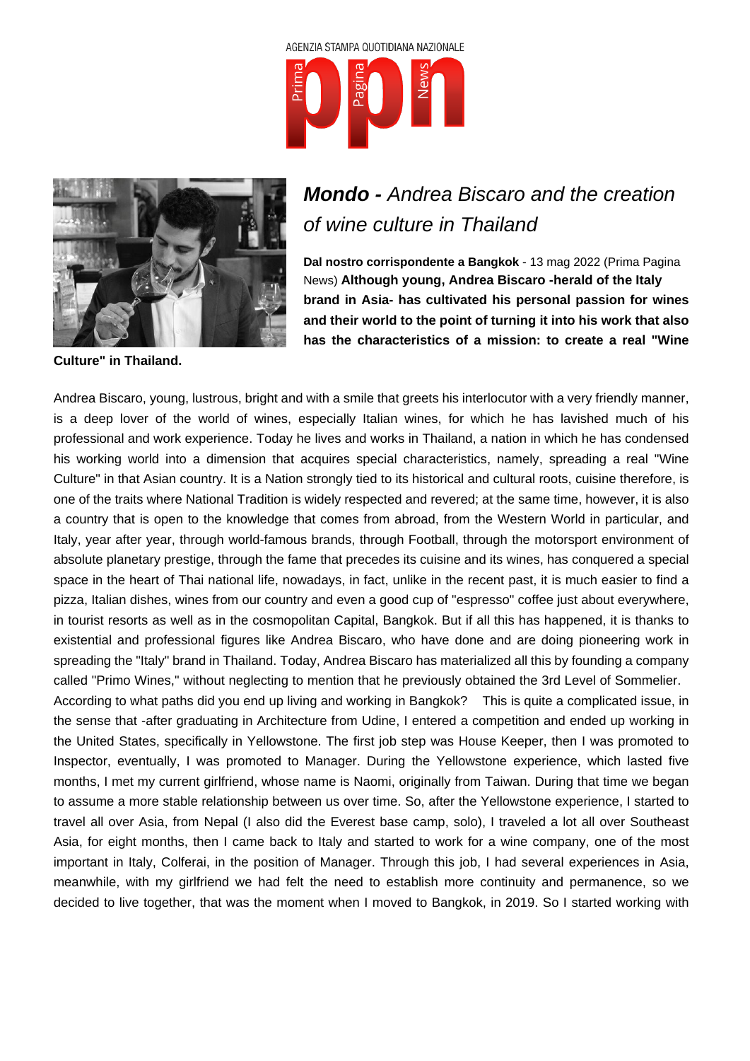# ***Mondo -*** *Andrea Biscaro and the creation of wine culture in Thailand*

**Dal nostro corrispondente a Bangkok** - 13 mag 2022 (Prima Pagina News) **Although young, Andrea Biscaro -herald of the Italy brand in Asia- has cultivated his personal passion for wines and their world to the point of turning it into his work that also has the characteristics of a mission: to create a real "Wine Culture" in Thailand.**

Andrea Biscaro, young, lustrous, bright and with a smile that greets his interlocutor with a very friendly manner, is a deep lover of the world of wines, especially Italian wines, for which he has lavished much of his professional and work experience. Today he lives and works in Thailand, a nation in which he has condensed his working world into a dimension that acquires special characteristics, namely, spreading a real "Wine Culture" in that Asian country. It is a Nation strongly tied to its historical and cultural roots, cuisine therefore, is one of the traits where National Tradition is widely respected and revered; at the same time, however, it is also a country that is open to the knowledge that comes from abroad, from the Western World in particular, and Italy, year after year, through world-famous brands, through Football, through the motorsport environment of absolute planetary prestige, through the fame that precedes its cuisine and its wines, has conquered a special space in the heart of Thai national life, nowadays, in fact, unlike in the recent past, it is much easier to find a pizza, Italian dishes, wines from our country and even a good cup of "espresso" coffee just about everywhere, in tourist resorts as well as in the cosmopolitan Capital, Bangkok. But if all this has happened, it is thanks to existential and professional figures like Andrea Biscaro, who have done and are doing pioneering work in spreading the "Italy" brand in Thailand. Today, Andrea Biscaro has materialized all this by founding a company called "Primo Wines," without neglecting to mention that he previously obtained the 3rd Level of Sommelier.

According to what paths did you end up living and working in Bangkok? This is quite a complicated issue, in the sense that -after graduating in Architecture from Udine, I entered a competition and ended up working in the United States, specifically in Yellowstone. The first job step was House Keeper, then I was promoted to Inspector, eventually, I was promoted to Manager. During the Yellowstone experience, which lasted five months, I met my current girlfriend, whose name is Naomi, originally from Taiwan. During that time we began to assume a more stable relationship between us over time. So, after the Yellowstone experience, I started to travel all over Asia, from Nepal (I also did the Everest base camp, solo), I traveled a lot all over Southeast Asia, for eight months, then I came back to Italy and started to work for a wine company, one of the most important in Italy, Colferai, in the position of Manager. Through this job, I had several experiences in Asia, meanwhile, with my girlfriend we had felt the need to establish more continuity and permanence, so we decided to live together, that was the moment when I moved to Bangkok, in 2019. So I started working with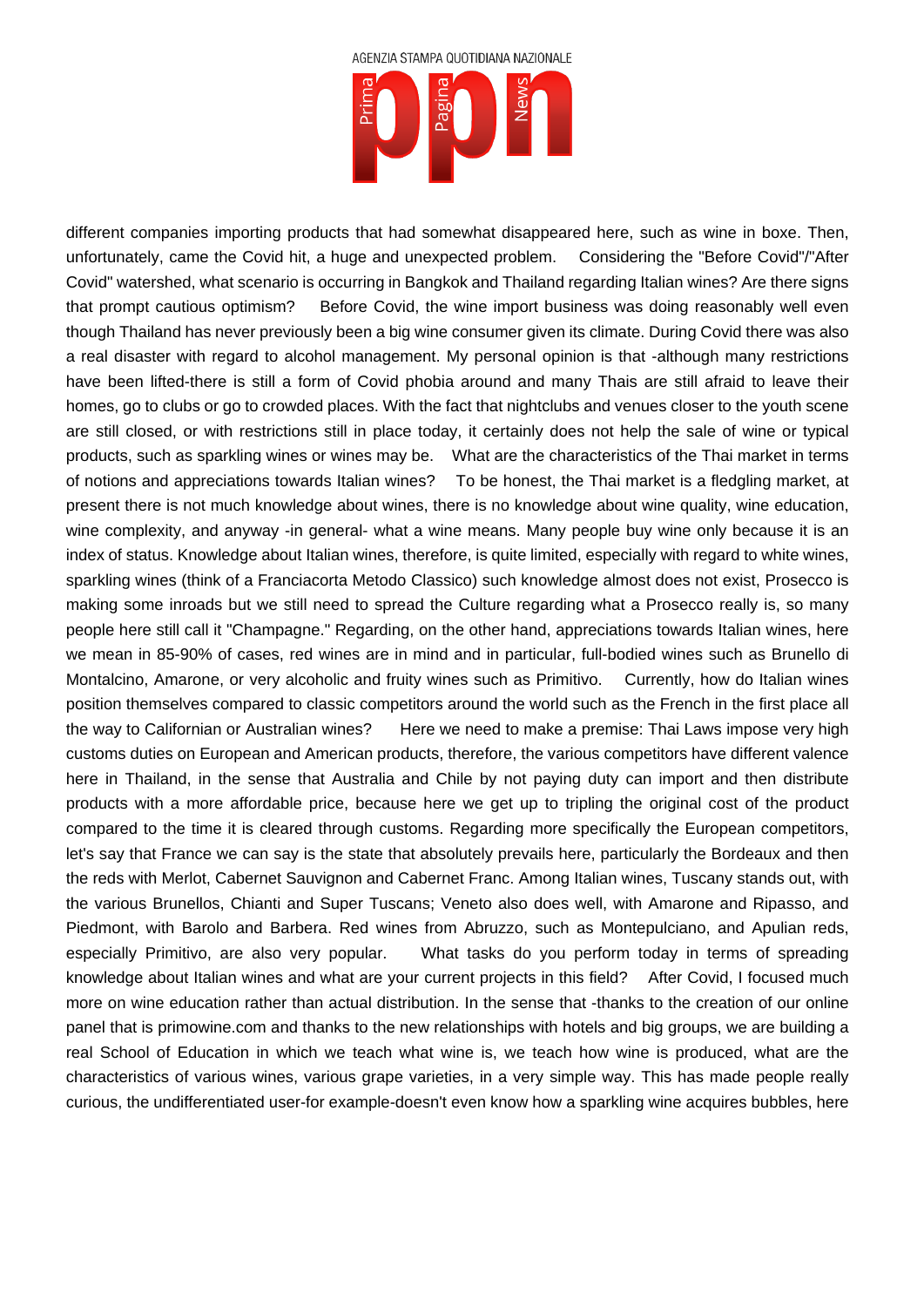different companies importing products that had somewhat disappeared here, such as wine in boxe. Then, unfortunately, came the Covid hit, a huge and unexpected problem. Considering the "Before Covid"/"After Covid" watershed, what scenario is occurring in Bangkok and Thailand regarding Italian wines? Are there signs that prompt cautious optimism? Before Covid, the wine import business was doing reasonably well even though Thailand has never previously been a big wine consumer given its climate. During Covid there was also a real disaster with regard to alcohol management. My personal opinion is that -although many restrictions have been lifted-there is still a form of Covid phobia around and many Thais are still afraid to leave their homes, go to clubs or go to crowded places. With the fact that nightclubs and venues closer to the youth scene are still closed, or with restrictions still in place today, it certainly does not help the sale of wine or typical products, such as sparkling wines or wines may be. What are the characteristics of the Thai market in terms of notions and appreciations towards Italian wines? To be honest, the Thai market is a fledgling market, at present there is not much knowledge about wines, there is no knowledge about wine quality, wine education, wine complexity, and anyway -in general- what a wine means. Many people buy wine only because it is an index of status. Knowledge about Italian wines, therefore, is quite limited, especially with regard to white wines, sparkling wines (think of a Franciacorta Metodo Classico) such knowledge almost does not exist, Prosecco is making some inroads but we still need to spread the Culture regarding what a Prosecco really is, so many people here still call it "Champagne." Regarding, on the other hand, appreciations towards Italian wines, here we mean in 85-90% of cases, red wines are in mind and in particular, full-bodied wines such as Brunello di Montalcino, Amarone, or very alcoholic and fruity wines such as Primitivo. Currently, how do Italian wines position themselves compared to classic competitors around the world such as the French in the first place all the way to Californian or Australian wines? Here we need to make a premise: Thai Laws impose very high customs duties on European and American products, therefore, the various competitors have different valence here in Thailand, in the sense that Australia and Chile by not paying duty can import and then distribute products with a more affordable price, because here we get up to tripling the original cost of the product compared to the time it is cleared through customs. Regarding more specifically the European competitors, let's say that France we can say is the state that absolutely prevails here, particularly the Bordeaux and then the reds with Merlot, Cabernet Sauvignon and Cabernet Franc. Among Italian wines, Tuscany stands out, with the various Brunellos, Chianti and Super Tuscans; Veneto also does well, with Amarone and Ripasso, and Piedmont, with Barolo and Barbera. Red wines from Abruzzo, such as Montepulciano, and Apulian reds, especially Primitivo, are also very popular. What tasks do you perform today in terms of spreading knowledge about Italian wines and what are your current projects in this field? After Covid, I focused much more on wine education rather than actual distribution. In the sense that -thanks to the creation of our online panel that is primowine.com and thanks to the new relationships with hotels and big groups, we are building a real School of Education in which we teach what wine is, we teach how wine is produced, what are the characteristics of various wines, various grape varieties, in a very simple way. This has made people really curious, the undifferentiated user-for example-doesn't even know how a sparkling wine acquires bubbles, here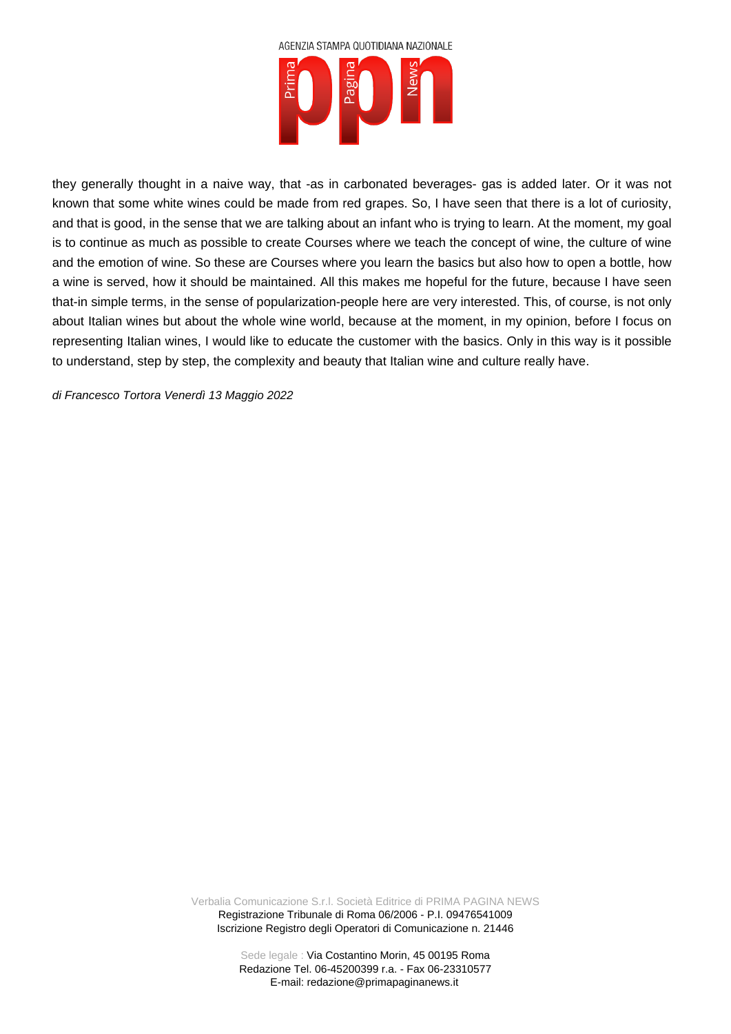they generally thought in a naive way, that -as in carbonated beverages- gas is added later. Or it was not known that some white wines could be made from red grapes. So, I have seen that there is a lot of curiosity, and that is good, in the sense that we are talking about an infant who is trying to learn. At the moment, my goal is to continue as much as possible to create Courses where we teach the concept of wine, the culture of wine and the emotion of wine. So these are Courses where you learn the basics but also how to open a bottle, how a wine is served, how it should be maintained. All this makes me hopeful for the future, because I have seen that-in simple terms, in the sense of popularization-people here are very interested. This, of course, is not only about Italian wines but about the whole wine world, because at the moment, in my opinion, before I focus on representing Italian wines, I would like to educate the customer with the basics. Only in this way is it possible to understand, step by step, the complexity and beauty that Italian wine and culture really have.

*di Francesco Tortora Venerdì 13 Maggio 2022*